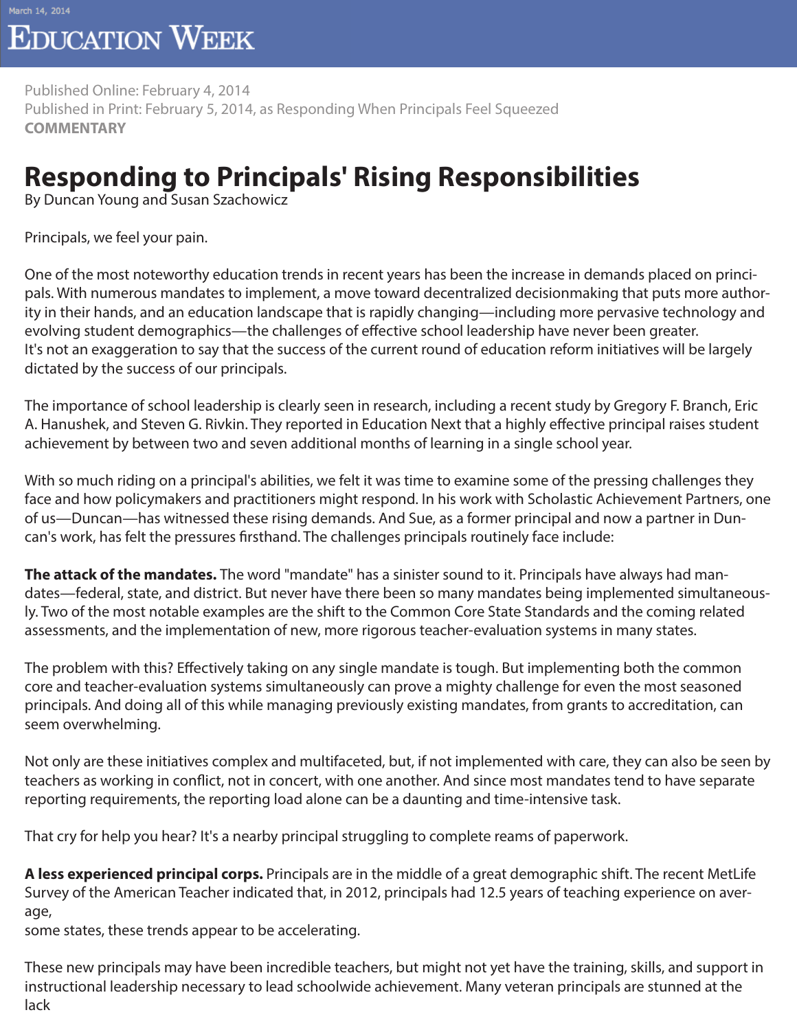March 14, 2014

# Education Week

Published Online: February 4, 2014
Published in Print: February 5, 2014, as Responding When Principals Feel Squeezed
**COMMENTARY**

# Responding to Principals' Rising Responsibilities

By Duncan Young and Susan Szachowicz

Principals, we feel your pain.

One of the most noteworthy education trends in recent years has been the increase in demands placed on principals. With numerous mandates to implement, a move toward decentralized decisionmaking that puts more authority in their hands, and an education landscape that is rapidly changing—including more pervasive technology and evolving student demographics—the challenges of effective school leadership have never been greater.
It's not an exaggeration to say that the success of the current round of education reform initiatives will be largely dictated by the success of our principals.

The importance of school leadership is clearly seen in research, including a recent study by Gregory F. Branch, Eric A. Hanushek, and Steven G. Rivkin. They reported in Education Next that a highly effective principal raises student achievement by between two and seven additional months of learning in a single school year.

With so much riding on a principal's abilities, we felt it was time to examine some of the pressing challenges they face and how policymakers and practitioners might respond. In his work with Scholastic Achievement Partners, one of us—Duncan—has witnessed these rising demands. And Sue, as a former principal and now a partner in Duncan's work, has felt the pressures firsthand. The challenges principals routinely face include:

**The attack of the mandates.** The word "mandate" has a sinister sound to it. Principals have always had mandates—federal, state, and district. But never have there been so many mandates being implemented simultaneously. Two of the most notable examples are the shift to the Common Core State Standards and the coming related assessments, and the implementation of new, more rigorous teacher-evaluation systems in many states.

The problem with this? Effectively taking on any single mandate is tough. But implementing both the common core and teacher-evaluation systems simultaneously can prove a mighty challenge for even the most seasoned principals. And doing all of this while managing previously existing mandates, from grants to accreditation, can seem overwhelming.

Not only are these initiatives complex and multifaceted, but, if not implemented with care, they can also be seen by teachers as working in conflict, not in concert, with one another. And since most mandates tend to have separate reporting requirements, the reporting load alone can be a daunting and time-intensive task.

That cry for help you hear? It's a nearby principal struggling to complete reams of paperwork.

**A less experienced principal corps.** Principals are in the middle of a great demographic shift. The recent MetLife Survey of the American Teacher indicated that, in 2012, principals had 12.5 years of teaching experience on average,
some states, these trends appear to be accelerating.

These new principals may have been incredible teachers, but might not yet have the training, skills, and support in instructional leadership necessary to lead schoolwide achievement. Many veteran principals are stunned at the lack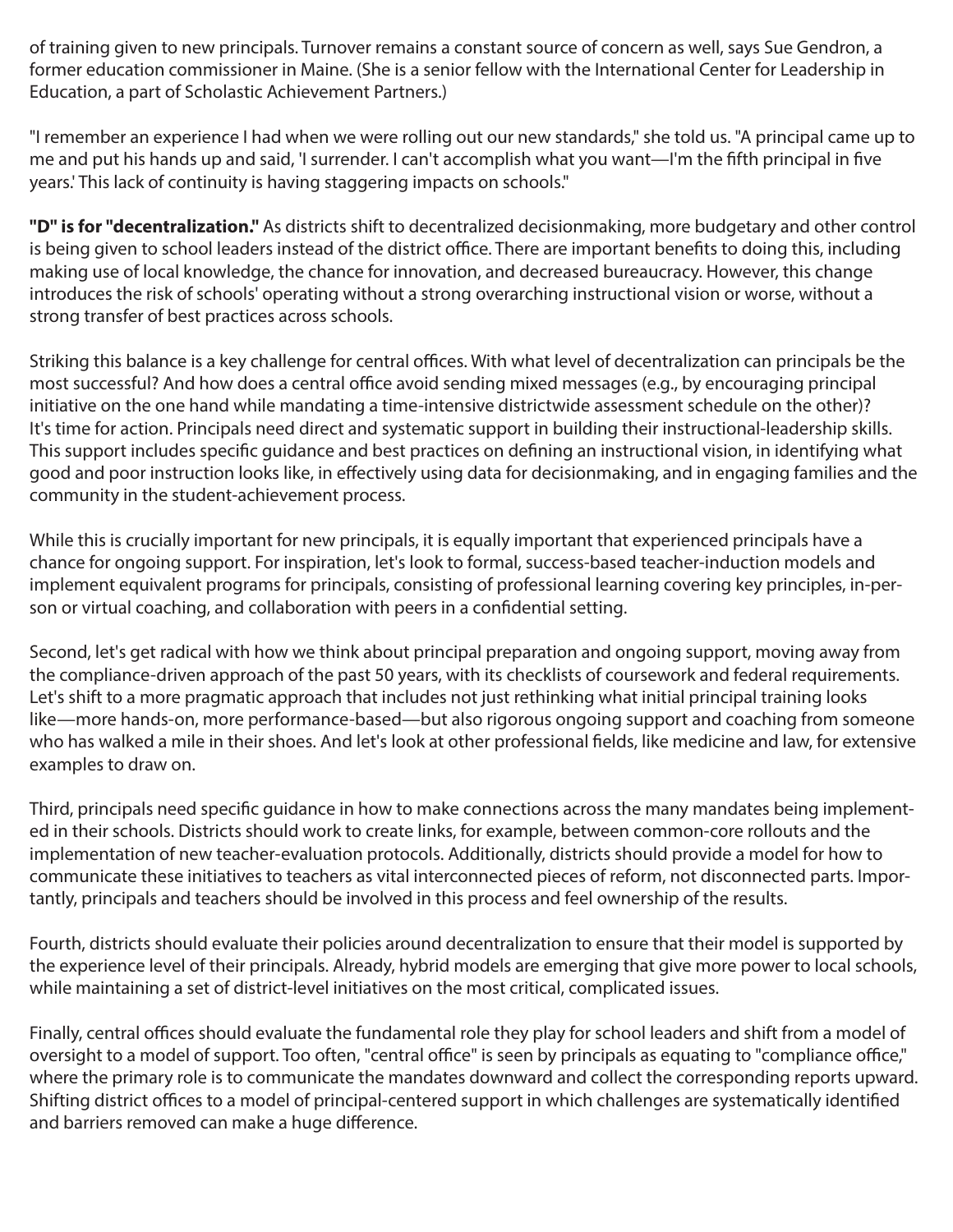of training given to new principals. Turnover remains a constant source of concern as well, says Sue Gendron, a former education commissioner in Maine. (She is a senior fellow with the International Center for Leadership in Education, a part of Scholastic Achievement Partners.)

"I remember an experience I had when we were rolling out our new standards," she told us. "A principal came up to me and put his hands up and said, 'I surrender. I can't accomplish what you want—I'm the fifth principal in five years.' This lack of continuity is having staggering impacts on schools."

**"D" is for "decentralization."** As districts shift to decentralized decisionmaking, more budgetary and other control is being given to school leaders instead of the district office. There are important benefits to doing this, including making use of local knowledge, the chance for innovation, and decreased bureaucracy. However, this change introduces the risk of schools' operating without a strong overarching instructional vision or worse, without a strong transfer of best practices across schools.

Striking this balance is a key challenge for central offices. With what level of decentralization can principals be the most successful? And how does a central office avoid sending mixed messages (e.g., by encouraging principal initiative on the one hand while mandating a time-intensive districtwide assessment schedule on the other)? It's time for action. Principals need direct and systematic support in building their instructional-leadership skills. This support includes specific guidance and best practices on defining an instructional vision, in identifying what good and poor instruction looks like, in effectively using data for decisionmaking, and in engaging families and the community in the student-achievement process.

While this is crucially important for new principals, it is equally important that experienced principals have a chance for ongoing support. For inspiration, let's look to formal, success-based teacher-induction models and implement equivalent programs for principals, consisting of professional learning covering key principles, in-person or virtual coaching, and collaboration with peers in a confidential setting.

Second, let's get radical with how we think about principal preparation and ongoing support, moving away from the compliance-driven approach of the past 50 years, with its checklists of coursework and federal requirements. Let's shift to a more pragmatic approach that includes not just rethinking what initial principal training looks like—more hands-on, more performance-based—but also rigorous ongoing support and coaching from someone who has walked a mile in their shoes. And let's look at other professional fields, like medicine and law, for extensive examples to draw on.

Third, principals need specific guidance in how to make connections across the many mandates being implemented in their schools. Districts should work to create links, for example, between common-core rollouts and the implementation of new teacher-evaluation protocols. Additionally, districts should provide a model for how to communicate these initiatives to teachers as vital interconnected pieces of reform, not disconnected parts. Importantly, principals and teachers should be involved in this process and feel ownership of the results.

Fourth, districts should evaluate their policies around decentralization to ensure that their model is supported by the experience level of their principals. Already, hybrid models are emerging that give more power to local schools, while maintaining a set of district-level initiatives on the most critical, complicated issues.

Finally, central offices should evaluate the fundamental role they play for school leaders and shift from a model of oversight to a model of support. Too often, "central office" is seen by principals as equating to "compliance office," where the primary role is to communicate the mandates downward and collect the corresponding reports upward. Shifting district offices to a model of principal-centered support in which challenges are systematically identified and barriers removed can make a huge difference.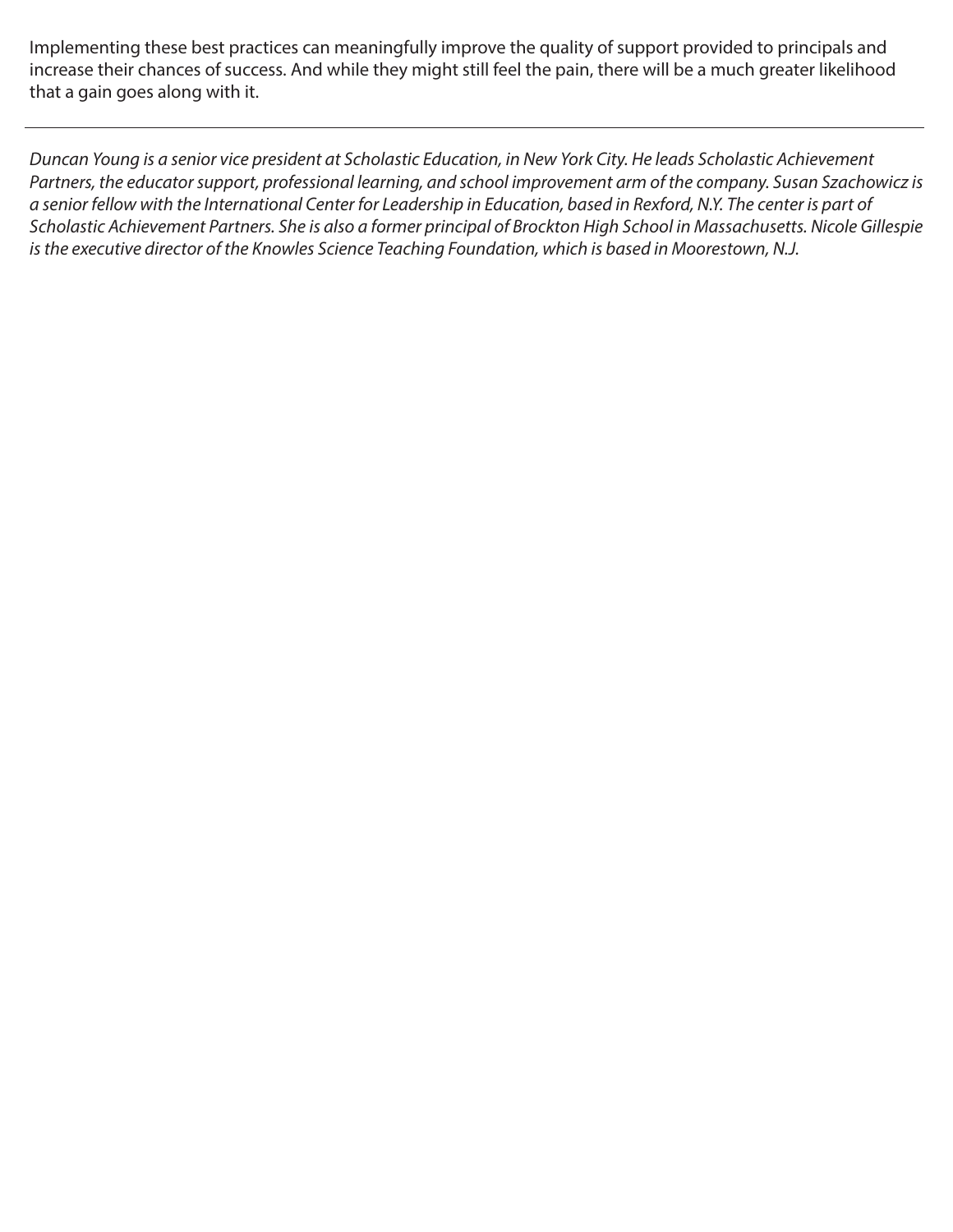Implementing these best practices can meaningfully improve the quality of support provided to principals and increase their chances of success. And while they might still feel the pain, there will be a much greater likelihood that a gain goes along with it.

---

*Duncan Young is a senior vice president at Scholastic Education, in New York City. He leads Scholastic Achievement Partners, the educator support, professional learning, and school improvement arm of the company. Susan Szachowicz is a senior fellow with the International Center for Leadership in Education, based in Rexford, N.Y. The center is part of Scholastic Achievement Partners. She is also a former principal of Brockton High School in Massachusetts. Nicole Gillespie is the executive director of the Knowles Science Teaching Foundation, which is based in Moorestown, N.J.*